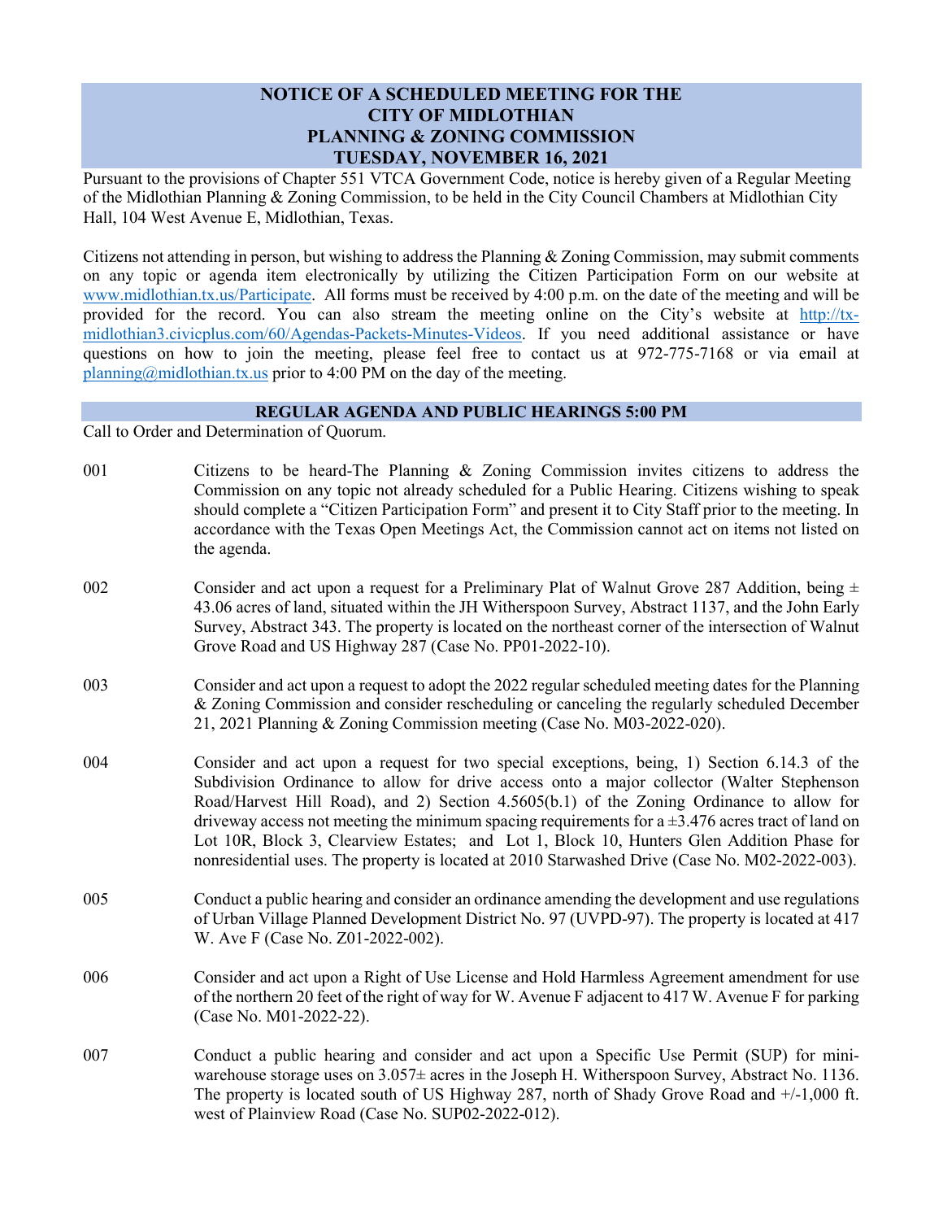# NOTICE OF A SCHEDULED MEETING FOR THE CITY OF MIDLOTHIAN PLANNING & ZONING COMMISSION TUESDAY, NOVEMBER 16, 2021

Pursuant to the provisions of Chapter 551 VTCA Government Code, notice is hereby given of a Regular Meeting of the Midlothian Planning & Zoning Commission, to be held in the City Council Chambers at Midlothian City Hall, 104 West Avenue E, Midlothian, Texas.

Citizens not attending in person, but wishing to address the Planning & Zoning Commission, may submit comments on any topic or agenda item electronically by utilizing the Citizen Participation Form on our website at www.midlothian.tx.us/Participate. All forms must be received by 4:00 p.m. on the date of the meeting and will be provided for the record. You can also stream the meeting online on the City's website at http://tx-midlothian3.civicplus.com/60/Agendas-Packets-Minutes-Videos. If you need additional assistance or have questions on how to join the meeting, please feel free to contact us at 972-775-7168 or via email at planning@midlothian.tx.us prior to 4:00 PM on the day of the meeting.

## REGULAR AGENDA AND PUBLIC HEARINGS 5:00 PM

Call to Order and Determination of Quorum.

001 Citizens to be heard-The Planning & Zoning Commission invites citizens to address the Commission on any topic not already scheduled for a Public Hearing. Citizens wishing to speak should complete a "Citizen Participation Form" and present it to City Staff prior to the meeting. In accordance with the Texas Open Meetings Act, the Commission cannot act on items not listed on the agenda.

002 Consider and act upon a request for a Preliminary Plat of Walnut Grove 287 Addition, being ± 43.06 acres of land, situated within the JH Witherspoon Survey, Abstract 1137, and the John Early Survey, Abstract 343. The property is located on the northeast corner of the intersection of Walnut Grove Road and US Highway 287 (Case No. PP01-2022-10).

003 Consider and act upon a request to adopt the 2022 regular scheduled meeting dates for the Planning & Zoning Commission and consider rescheduling or canceling the regularly scheduled December 21, 2021 Planning & Zoning Commission meeting (Case No. M03-2022-020).

004 Consider and act upon a request for two special exceptions, being, 1) Section 6.14.3 of the Subdivision Ordinance to allow for drive access onto a major collector (Walter Stephenson Road/Harvest Hill Road), and 2) Section 4.5605(b.1) of the Zoning Ordinance to allow for driveway access not meeting the minimum spacing requirements for a ±3.476 acres tract of land on Lot 10R, Block 3, Clearview Estates; and Lot 1, Block 10, Hunters Glen Addition Phase for nonresidential uses. The property is located at 2010 Starwashed Drive (Case No. M02-2022-003).

005 Conduct a public hearing and consider an ordinance amending the development and use regulations of Urban Village Planned Development District No. 97 (UVPD-97). The property is located at 417 W. Ave F (Case No. Z01-2022-002).

006 Consider and act upon a Right of Use License and Hold Harmless Agreement amendment for use of the northern 20 feet of the right of way for W. Avenue F adjacent to 417 W. Avenue F for parking (Case No. M01-2022-22).

007 Conduct a public hearing and consider and act upon a Specific Use Permit (SUP) for mini-warehouse storage uses on 3.057± acres in the Joseph H. Witherspoon Survey, Abstract No. 1136. The property is located south of US Highway 287, north of Shady Grove Road and +/-1,000 ft. west of Plainview Road (Case No. SUP02-2022-012).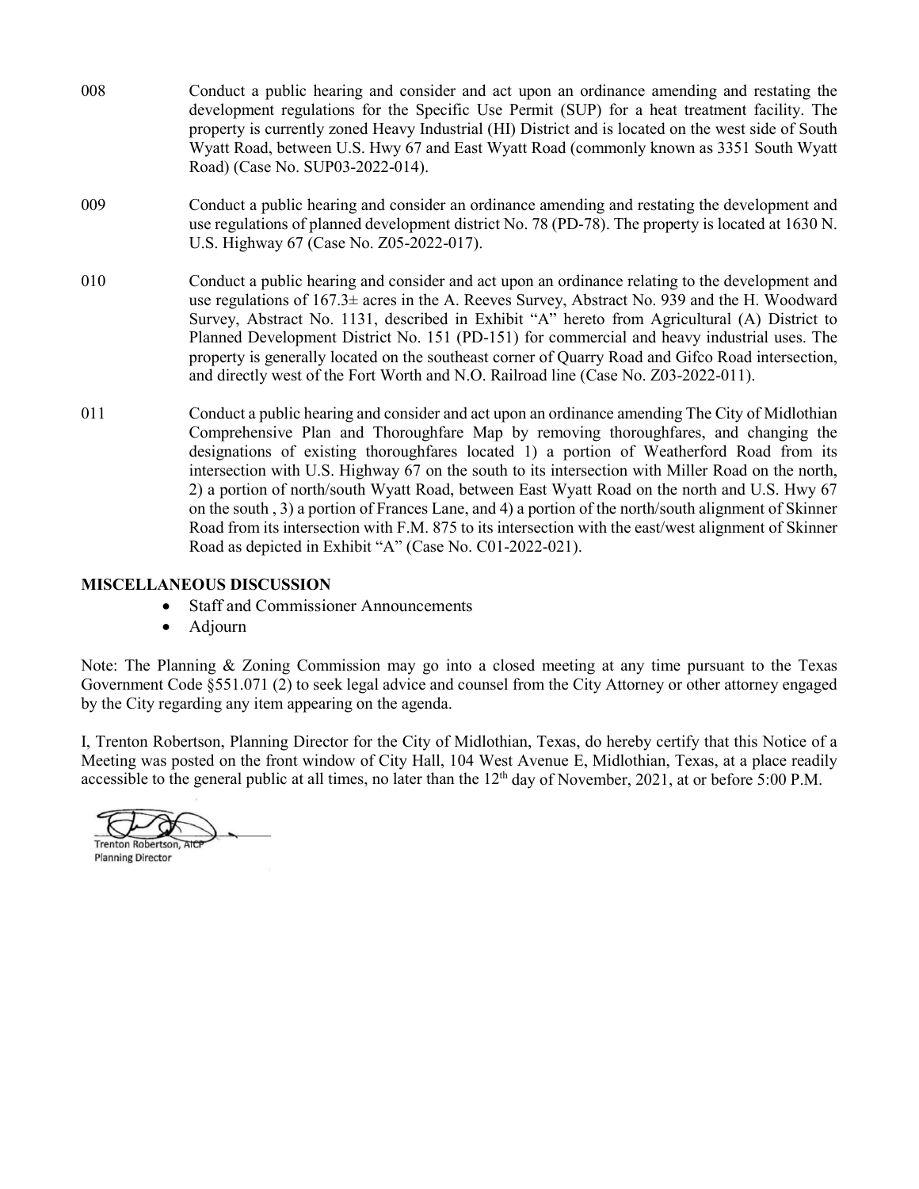008 Conduct a public hearing and consider and act upon an ordinance amending and restating the development regulations for the Specific Use Permit (SUP) for a heat treatment facility. The property is currently zoned Heavy Industrial (HI) District and is located on the west side of South Wyatt Road, between U.S. Hwy 67 and East Wyatt Road (commonly known as 3351 South Wyatt Road) (Case No. SUP03-2022-014).

009 Conduct a public hearing and consider an ordinance amending and restating the development and use regulations of planned development district No. 78 (PD-78). The property is located at 1630 N. U.S. Highway 67 (Case No. Z05-2022-017).

010 Conduct a public hearing and consider and act upon an ordinance relating to the development and use regulations of 167.3± acres in the A. Reeves Survey, Abstract No. 939 and the H. Woodward Survey, Abstract No. 1131, described in Exhibit "A" hereto from Agricultural (A) District to Planned Development District No. 151 (PD-151) for commercial and heavy industrial uses. The property is generally located on the southeast corner of Quarry Road and Gifco Road intersection, and directly west of the Fort Worth and N.O. Railroad line (Case No. Z03-2022-011).

011 Conduct a public hearing and consider and act upon an ordinance amending The City of Midlothian Comprehensive Plan and Thoroughfare Map by removing thoroughfares, and changing the designations of existing thoroughfares located 1) a portion of Weatherford Road from its intersection with U.S. Highway 67 on the south to its intersection with Miller Road on the north, 2) a portion of north/south Wyatt Road, between East Wyatt Road on the north and U.S. Hwy 67 on the south , 3) a portion of Frances Lane, and 4) a portion of the north/south alignment of Skinner Road from its intersection with F.M. 875 to its intersection with the east/west alignment of Skinner Road as depicted in Exhibit "A" (Case No. C01-2022-021).

**MISCELLANEOUS DISCUSSION**

- Staff and Commissioner Announcements
- Adjourn

Note: The Planning & Zoning Commission may go into a closed meeting at any time pursuant to the Texas Government Code §551.071 (2) to seek legal advice and counsel from the City Attorney or other attorney engaged by the City regarding any item appearing on the agenda.

I, Trenton Robertson, Planning Director for the City of Midlothian, Texas, do hereby certify that this Notice of a Meeting was posted on the front window of City Hall, 104 West Avenue E, Midlothian, Texas, at a place readily accessible to the general public at all times, no later than the 12th day of November, 2021, at or before 5:00 P.M.

Trenton Robertson, AICP
Planning Director